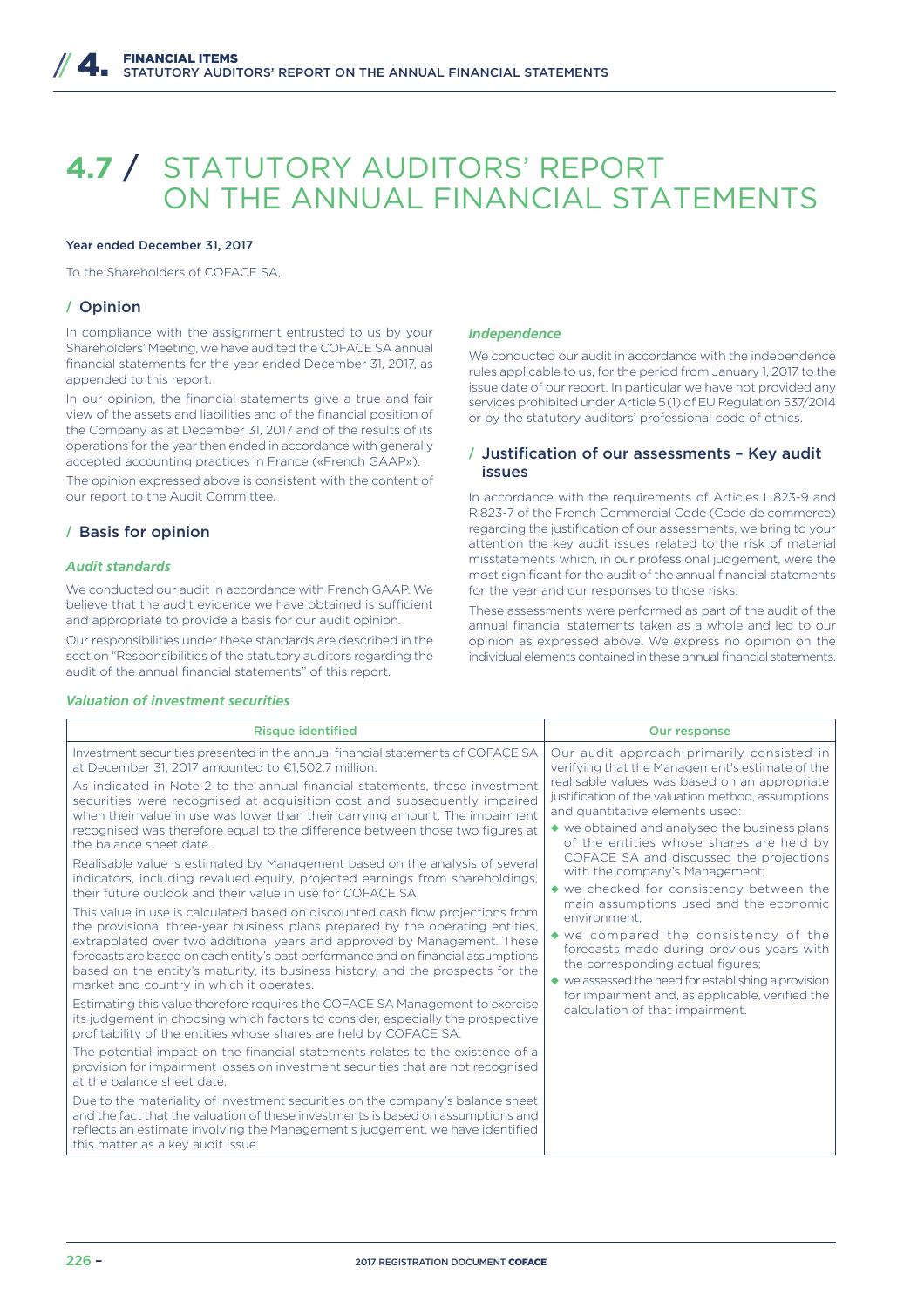# 4.7 / STATUTORY AUDITORS' REPORT ON THE ANNUAL FINANCIAL STATEMENTS

**Year ended December 31, 2017**

To the Shareholders of COFACE SA,

## / Opinion

In compliance with the assignment entrusted to us by your Shareholders' Meeting, we have audited the COFACE SA annual financial statements for the year ended December 31, 2017, as appended to this report.

In our opinion, the financial statements give a true and fair view of the assets and liabilities and of the financial position of the Company as at December 31, 2017 and of the results of its operations for the year then ended in accordance with generally accepted accounting practices in France («French GAAP»).

The opinion expressed above is consistent with the content of our report to the Audit Committee.

## / Basis for opinion

### *Audit standards*

We conducted our audit in accordance with French GAAP. We believe that the audit evidence we have obtained is sufficient and appropriate to provide a basis for our audit opinion.

Our responsibilities under these standards are described in the section "Responsibilities of the statutory auditors regarding the audit of the annual financial statements" of this report.

### *Independence*

We conducted our audit in accordance with the independence rules applicable to us, for the period from January 1, 2017 to the issue date of our report. In particular we have not provided any services prohibited under Article 5(1) of EU Regulation 537/2014 or by the statutory auditors' professional code of ethics.

## / Justification of our assessments – Key audit issues

In accordance with the requirements of Articles L.823-9 and R.823-7 of the French Commercial Code (Code de commerce) regarding the justification of our assessments, we bring to your attention the key audit issues related to the risk of material misstatements which, in our professional judgement, were the most significant for the audit of the annual financial statements for the year and our responses to those risks.

These assessments were performed as part of the audit of the annual financial statements taken as a whole and led to our opinion as expressed above. We express no opinion on the individual elements contained in these annual financial statements.

### *Valuation of investment securities*

| Risque identified | Our response |
|---|---|
| Investment securities presented in the annual financial statements of COFACE SA at December 31, 2017 amounted to €1,502.7 million.<br><br>As indicated in Note 2 to the annual financial statements, these investment securities were recognised at acquisition cost and subsequently impaired when their value in use was lower than their carrying amount. The impairment recognised was therefore equal to the difference between those two figures at the balance sheet date.<br><br>Realisable value is estimated by Management based on the analysis of several indicators, including revalued equity, projected earnings from shareholdings, their future outlook and their value in use for COFACE SA.<br><br>This value in use is calculated based on discounted cash flow projections from the provisional three-year business plans prepared by the operating entities, extrapolated over two additional years and approved by Management. These forecasts are based on each entity's past performance and on financial assumptions based on the entity's maturity, its business history, and the prospects for the market and country in which it operates.<br><br>Estimating this value therefore requires the COFACE SA Management to exercise its judgement in choosing which factors to consider, especially the prospective profitability of the entities whose shares are held by COFACE SA.<br><br>The potential impact on the financial statements relates to the existence of a provision for impairment losses on investment securities that are not recognised at the balance sheet date.<br><br>Due to the materiality of investment securities on the company's balance sheet and the fact that the valuation of these investments is based on assumptions and reflects an estimate involving the Management's judgement, we have identified this matter as a key audit issue. | Our audit approach primarily consisted in verifying that the Management's estimate of the realisable values was based on an appropriate justification of the valuation method, assumptions and quantitative elements used:<br>◆ we obtained and analysed the business plans of the entities whose shares are held by COFACE SA and discussed the projections with the company's Management;<br>◆ we checked for consistency between the main assumptions used and the economic environment;<br>◆ we compared the consistency of the forecasts made during previous years with the corresponding actual figures;<br>◆ we assessed the need for establishing a provision for impairment and, as applicable, verified the calculation of that impairment. |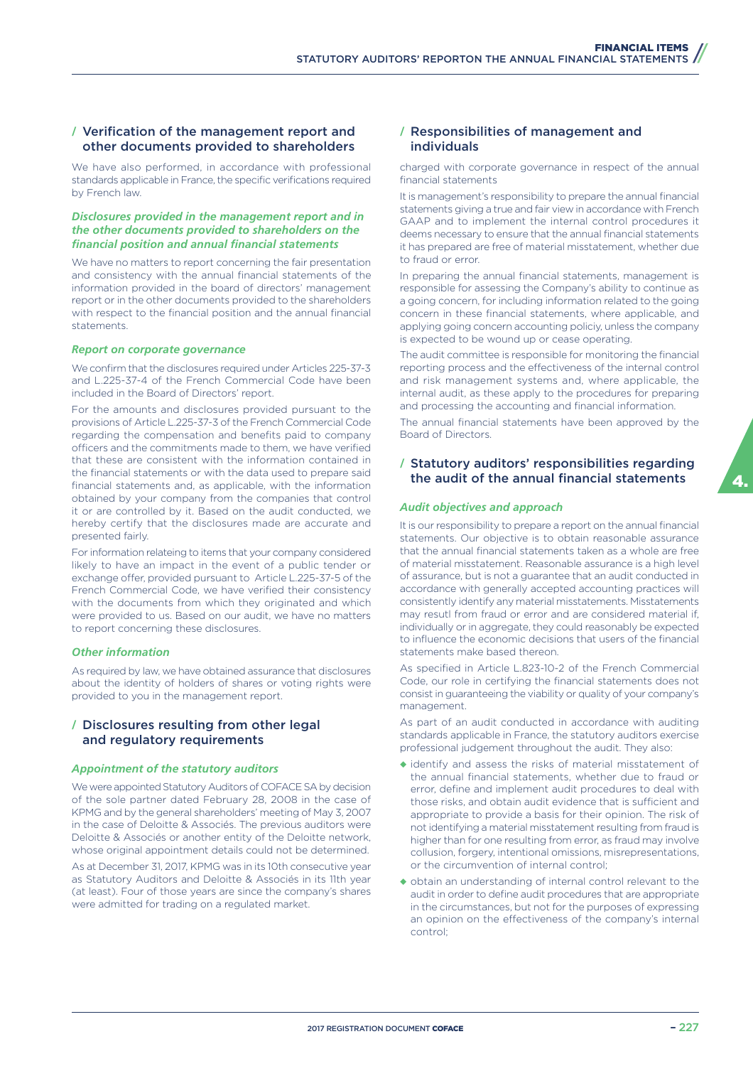## / Verification of the management report and other documents provided to shareholders

We have also performed, in accordance with professional standards applicable in France, the specific verifications required by French law.

### *Disclosures provided in the management report and in the other documents provided to shareholders on the financial position and annual financial statements*

We have no matters to report concerning the fair presentation and consistency with the annual financial statements of the information provided in the board of directors' management report or in the other documents provided to the shareholders with respect to the financial position and the annual financial statements.

### *Report on corporate governance*

We confirm that the disclosures required under Articles 225-37-3 and L.225-37-4 of the French Commercial Code have been included in the Board of Directors' report.

For the amounts and disclosures provided pursuant to the provisions of Article L.225-37-3 of the French Commercial Code regarding the compensation and benefits paid to company officers and the commitments made to them, we have verified that these are consistent with the information contained in the financial statements or with the data used to prepare said financial statements and, as applicable, with the information obtained by your company from the companies that control it or are controlled by it. Based on the audit conducted, we hereby certify that the disclosures made are accurate and presented fairly.

For information relateing to items that your company considered likely to have an impact in the event of a public tender or exchange offer, provided pursuant to Article L.225-37-5 of the French Commercial Code, we have verified their consistency with the documents from which they originated and which were provided to us. Based on our audit, we have no matters to report concerning these disclosures.

### *Other information*

As required by law, we have obtained assurance that disclosures about the identity of holders of shares or voting rights were provided to you in the management report.

## / Disclosures resulting from other legal and regulatory requirements

### *Appointment of the statutory auditors*

We were appointed Statutory Auditors of COFACE SA by decision of the sole partner dated February 28, 2008 in the case of KPMG and by the general shareholders' meeting of May 3, 2007 in the case of Deloitte & Associés. The previous auditors were Deloitte & Associés or another entity of the Deloitte network, whose original appointment details could not be determined.

As at December 31, 2017, KPMG was in its 10th consecutive year as Statutory Auditors and Deloitte & Associés in its 11th year (at least). Four of those years are since the company's shares were admitted for trading on a regulated market.

## / Responsibilities of management and individuals

charged with corporate governance in respect of the annual financial statements

It is management's responsibility to prepare the annual financial statements giving a true and fair view in accordance with French GAAP and to implement the internal control procedures it deems necessary to ensure that the annual financial statements it has prepared are free of material misstatement, whether due to fraud or error.

In preparing the annual financial statements, management is responsible for assessing the Company's ability to continue as a going concern, for including information related to the going concern in these financial statements, where applicable, and applying going concern accounting policiy, unless the company is expected to be wound up or cease operating.

The audit committee is responsible for monitoring the financial reporting process and the effectiveness of the internal control and risk management systems and, where applicable, the internal audit, as these apply to the procedures for preparing and processing the accounting and financial information.

The annual financial statements have been approved by the Board of Directors.

## / Statutory auditors' responsibilities regarding the audit of the annual financial statements

### *Audit objectives and approach*

It is our responsibility to prepare a report on the annual financial statements. Our objective is to obtain reasonable assurance that the annual financial statements taken as a whole are free of material misstatement. Reasonable assurance is a high level of assurance, but is not a guarantee that an audit conducted in accordance with generally accepted accounting practices will consistently identify any material misstatements. Misstatements may resutl from fraud or error and are considered material if, individually or in aggregate, they could reasonably be expected to influence the economic decisions that users of the financial statements make based thereon.

As specified in Article L.823-10-2 of the French Commercial Code, our role in certifying the financial statements does not consist in guaranteeing the viability or quality of your company's management.

As part of an audit conducted in accordance with auditing standards applicable in France, the statutory auditors exercise professional judgement throughout the audit. They also:

- identify and assess the risks of material misstatement of the annual financial statements, whether due to fraud or error, define and implement audit procedures to deal with those risks, and obtain audit evidence that is sufficient and appropriate to provide a basis for their opinion. The risk of not identifying a material misstatement resulting from fraud is higher than for one resulting from error, as fraud may involve collusion, forgery, intentional omissions, misrepresentations, or the circumvention of internal control;
- obtain an understanding of internal control relevant to the audit in order to define audit procedures that are appropriate in the circumstances, but not for the purposes of expressing an opinion on the effectiveness of the company's internal control;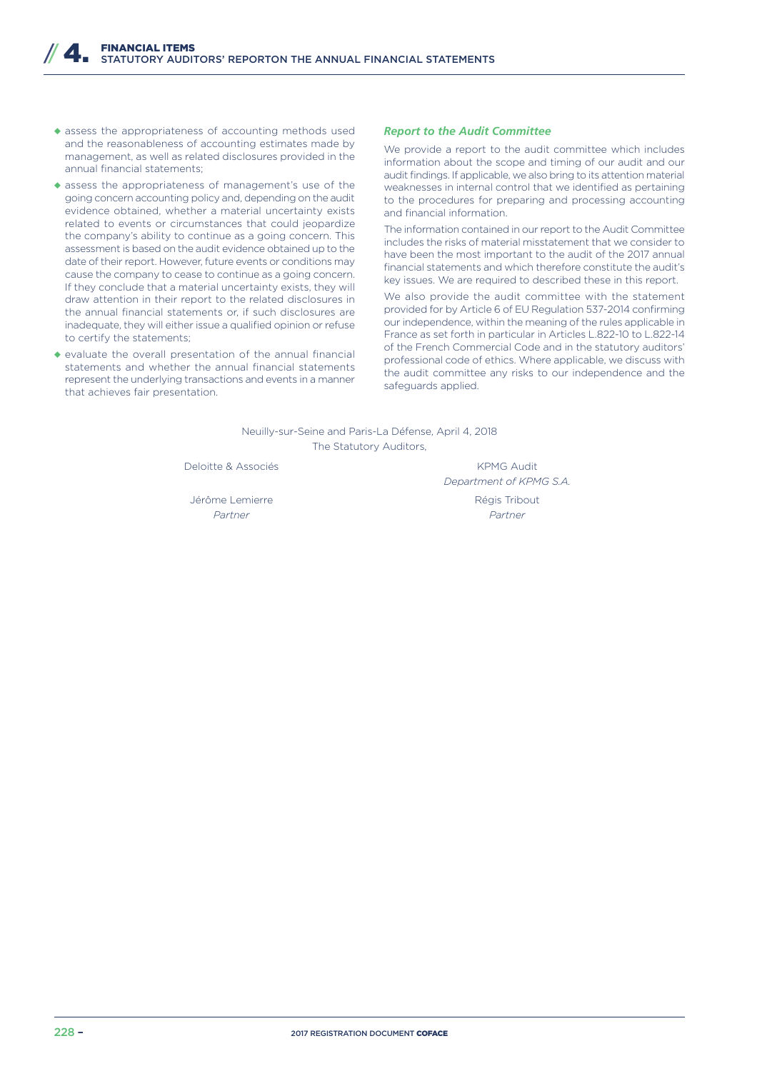- assess the appropriateness of accounting methods used and the reasonableness of accounting estimates made by management, as well as related disclosures provided in the annual financial statements;
- assess the appropriateness of management's use of the going concern accounting policy and, depending on the audit evidence obtained, whether a material uncertainty exists related to events or circumstances that could jeopardize the company's ability to continue as a going concern. This assessment is based on the audit evidence obtained up to the date of their report. However, future events or conditions may cause the company to cease to continue as a going concern. If they conclude that a material uncertainty exists, they will draw attention in their report to the related disclosures in the annual financial statements or, if such disclosures are inadequate, they will either issue a qualified opinion or refuse to certify the statements;
- evaluate the overall presentation of the annual financial statements and whether the annual financial statements represent the underlying transactions and events in a manner that achieves fair presentation.

### *Report to the Audit Committee*

We provide a report to the audit committee which includes information about the scope and timing of our audit and our audit findings. If applicable, we also bring to its attention material weaknesses in internal control that we identified as pertaining to the procedures for preparing and processing accounting and financial information.

The information contained in our report to the Audit Committee includes the risks of material misstatement that we consider to have been the most important to the audit of the 2017 annual financial statements and which therefore constitute the audit's key issues. We are required to described these in this report.

We also provide the audit committee with the statement provided for by Article 6 of EU Regulation 537-2014 confirming our independence, within the meaning of the rules applicable in France as set forth in particular in Articles L.822-10 to L.822-14 of the French Commercial Code and in the statutory auditors' professional code of ethics. Where applicable, we discuss with the audit committee any risks to our independence and the safeguards applied.

Neuilly-sur-Seine and Paris-La Défense, April 4, 2018

The Statutory Auditors,

Deloitte & Associés

Jérôme Lemierre

*Partner*

KPMG Audit

*Department of KPMG S.A.*

Régis Tribout

*Partner*